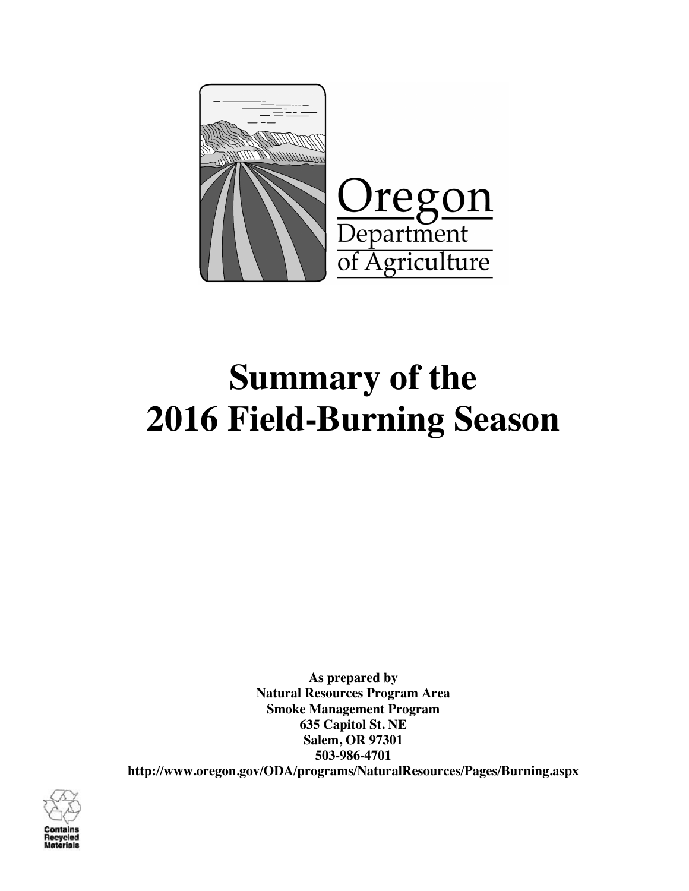Oregon Department of Agriculture

# Summary of the 2016 Field-Burning Season

**As prepared by**
**Natural Resources Program Area**
**Smoke Management Program**
**635 Capitol St. NE**
**Salem, OR 97301**
**503-986-4701**
**http://www.oregon.gov/ODA/programs/NaturalResources/Pages/Burning.aspx**

Contains Recycled Materials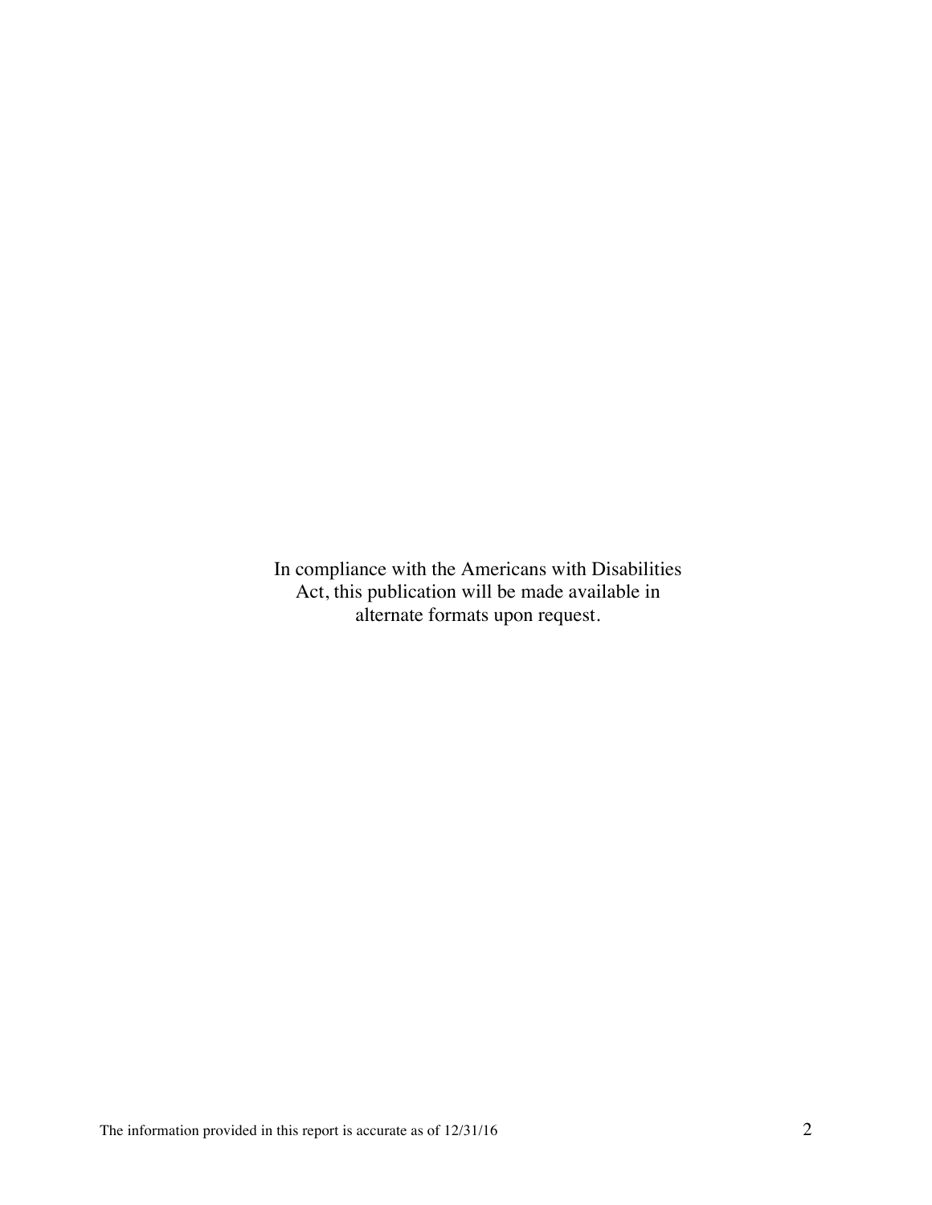In compliance with the Americans with Disabilities Act, this publication will be made available in alternate formats upon request.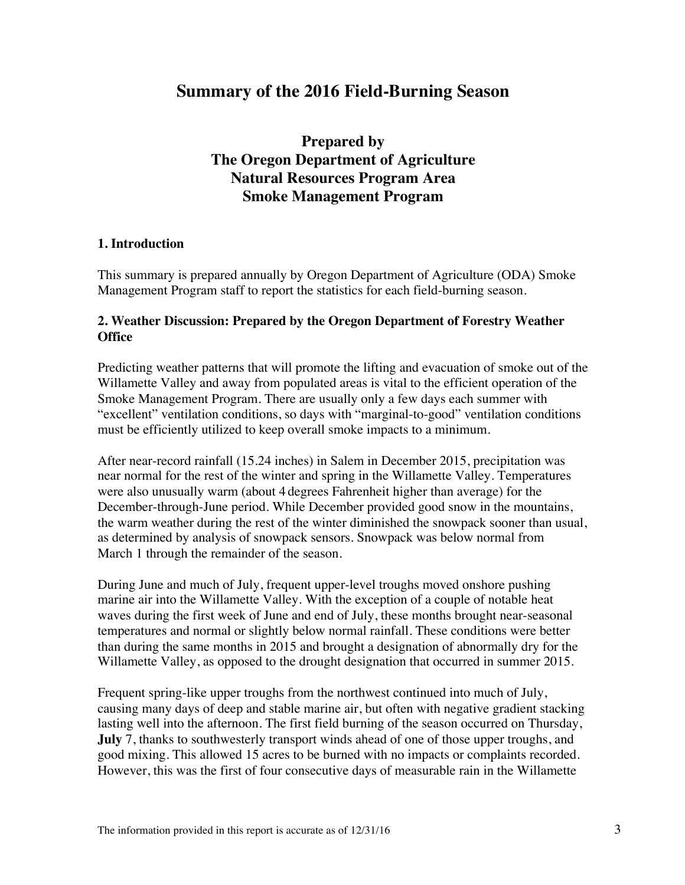# Summary of the 2016 Field-Burning Season

## Prepared by
## The Oregon Department of Agriculture
## Natural Resources Program Area
## Smoke Management Program

### 1. Introduction

This summary is prepared annually by Oregon Department of Agriculture (ODA) Smoke Management Program staff to report the statistics for each field-burning season.

### 2. Weather Discussion: Prepared by the Oregon Department of Forestry Weather Office

Predicting weather patterns that will promote the lifting and evacuation of smoke out of the Willamette Valley and away from populated areas is vital to the efficient operation of the Smoke Management Program. There are usually only a few days each summer with "excellent" ventilation conditions, so days with "marginal-to-good" ventilation conditions must be efficiently utilized to keep overall smoke impacts to a minimum.

After near-record rainfall (15.24 inches) in Salem in December 2015, precipitation was near normal for the rest of the winter and spring in the Willamette Valley. Temperatures were also unusually warm (about 4 degrees Fahrenheit higher than average) for the December-through-June period. While December provided good snow in the mountains, the warm weather during the rest of the winter diminished the snowpack sooner than usual, as determined by analysis of snowpack sensors. Snowpack was below normal from March 1 through the remainder of the season.

During June and much of July, frequent upper-level troughs moved onshore pushing marine air into the Willamette Valley. With the exception of a couple of notable heat waves during the first week of June and end of July, these months brought near-seasonal temperatures and normal or slightly below normal rainfall. These conditions were better than during the same months in 2015 and brought a designation of abnormally dry for the Willamette Valley, as opposed to the drought designation that occurred in summer 2015.

Frequent spring-like upper troughs from the northwest continued into much of July, causing many days of deep and stable marine air, but often with negative gradient stacking lasting well into the afternoon. The first field burning of the season occurred on Thursday, **July** 7, thanks to southwesterly transport winds ahead of one of those upper troughs, and good mixing. This allowed 15 acres to be burned with no impacts or complaints recorded. However, this was the first of four consecutive days of measurable rain in the Willamette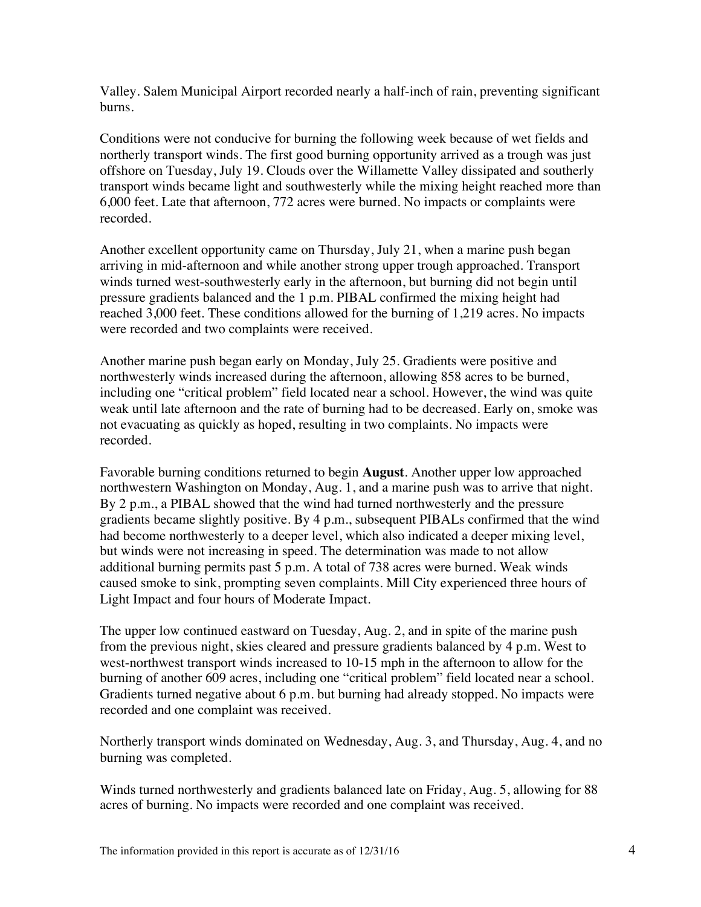Valley. Salem Municipal Airport recorded nearly a half-inch of rain, preventing significant burns.

Conditions were not conducive for burning the following week because of wet fields and northerly transport winds. The first good burning opportunity arrived as a trough was just offshore on Tuesday, July 19. Clouds over the Willamette Valley dissipated and southerly transport winds became light and southwesterly while the mixing height reached more than 6,000 feet. Late that afternoon, 772 acres were burned. No impacts or complaints were recorded.

Another excellent opportunity came on Thursday, July 21, when a marine push began arriving in mid-afternoon and while another strong upper trough approached. Transport winds turned west-southwesterly early in the afternoon, but burning did not begin until pressure gradients balanced and the 1 p.m. PIBAL confirmed the mixing height had reached 3,000 feet. These conditions allowed for the burning of 1,219 acres. No impacts were recorded and two complaints were received.

Another marine push began early on Monday, July 25. Gradients were positive and northwesterly winds increased during the afternoon, allowing 858 acres to be burned, including one "critical problem" field located near a school. However, the wind was quite weak until late afternoon and the rate of burning had to be decreased. Early on, smoke was not evacuating as quickly as hoped, resulting in two complaints. No impacts were recorded.

Favorable burning conditions returned to begin **August**. Another upper low approached northwestern Washington on Monday, Aug. 1, and a marine push was to arrive that night. By 2 p.m., a PIBAL showed that the wind had turned northwesterly and the pressure gradients became slightly positive. By 4 p.m., subsequent PIBALs confirmed that the wind had become northwesterly to a deeper level, which also indicated a deeper mixing level, but winds were not increasing in speed. The determination was made to not allow additional burning permits past 5 p.m. A total of 738 acres were burned. Weak winds caused smoke to sink, prompting seven complaints. Mill City experienced three hours of Light Impact and four hours of Moderate Impact.

The upper low continued eastward on Tuesday, Aug. 2, and in spite of the marine push from the previous night, skies cleared and pressure gradients balanced by 4 p.m. West to west-northwest transport winds increased to 10-15 mph in the afternoon to allow for the burning of another 609 acres, including one "critical problem" field located near a school. Gradients turned negative about 6 p.m. but burning had already stopped. No impacts were recorded and one complaint was received.

Northerly transport winds dominated on Wednesday, Aug. 3, and Thursday, Aug. 4, and no burning was completed.

Winds turned northwesterly and gradients balanced late on Friday, Aug. 5, allowing for 88 acres of burning. No impacts were recorded and one complaint was received.

The information provided in this report is accurate as of 12/31/16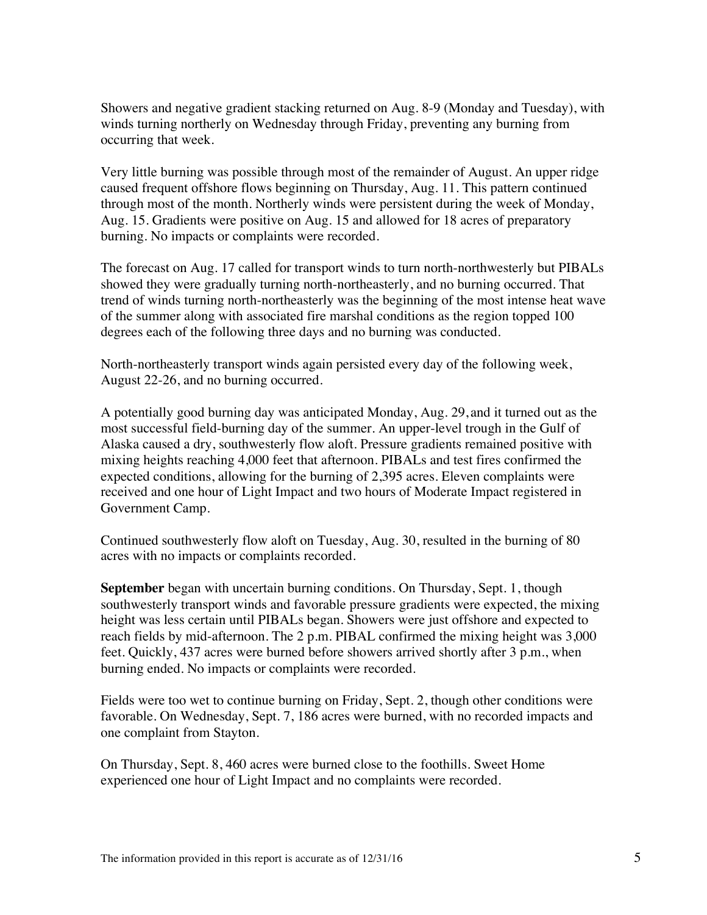Showers and negative gradient stacking returned on Aug. 8-9 (Monday and Tuesday), with winds turning northerly on Wednesday through Friday, preventing any burning from occurring that week.

Very little burning was possible through most of the remainder of August. An upper ridge caused frequent offshore flows beginning on Thursday, Aug. 11. This pattern continued through most of the month. Northerly winds were persistent during the week of Monday, Aug. 15. Gradients were positive on Aug. 15 and allowed for 18 acres of preparatory burning. No impacts or complaints were recorded.

The forecast on Aug. 17 called for transport winds to turn north-northwesterly but PIBALs showed they were gradually turning north-northeasterly, and no burning occurred. That trend of winds turning north-northeasterly was the beginning of the most intense heat wave of the summer along with associated fire marshal conditions as the region topped 100 degrees each of the following three days and no burning was conducted.

North-northeasterly transport winds again persisted every day of the following week, August 22-26, and no burning occurred.

A potentially good burning day was anticipated Monday, Aug. 29, and it turned out as the most successful field-burning day of the summer. An upper-level trough in the Gulf of Alaska caused a dry, southwesterly flow aloft. Pressure gradients remained positive with mixing heights reaching 4,000 feet that afternoon. PIBALs and test fires confirmed the expected conditions, allowing for the burning of 2,395 acres. Eleven complaints were received and one hour of Light Impact and two hours of Moderate Impact registered in Government Camp.

Continued southwesterly flow aloft on Tuesday, Aug. 30, resulted in the burning of 80 acres with no impacts or complaints recorded.

**September** began with uncertain burning conditions. On Thursday, Sept. 1, though southwesterly transport winds and favorable pressure gradients were expected, the mixing height was less certain until PIBALs began. Showers were just offshore and expected to reach fields by mid-afternoon. The 2 p.m. PIBAL confirmed the mixing height was 3,000 feet. Quickly, 437 acres were burned before showers arrived shortly after 3 p.m., when burning ended. No impacts or complaints were recorded.

Fields were too wet to continue burning on Friday, Sept. 2, though other conditions were favorable. On Wednesday, Sept. 7, 186 acres were burned, with no recorded impacts and one complaint from Stayton.

On Thursday, Sept. 8, 460 acres were burned close to the foothills. Sweet Home experienced one hour of Light Impact and no complaints were recorded.

The information provided in this report is accurate as of 12/31/16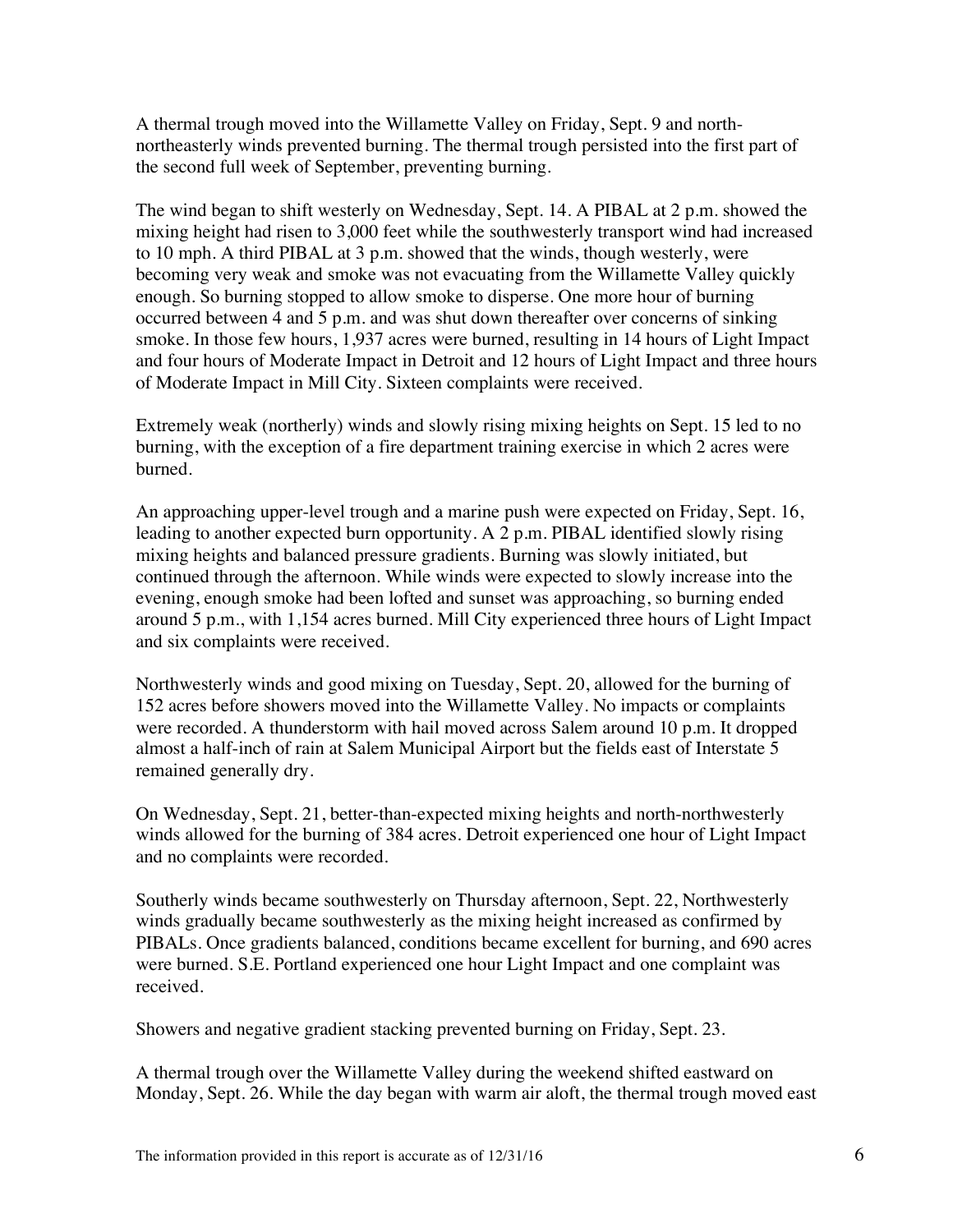A thermal trough moved into the Willamette Valley on Friday, Sept. 9 and north-northeasterly winds prevented burning. The thermal trough persisted into the first part of the second full week of September, preventing burning.

The wind began to shift westerly on Wednesday, Sept. 14. A PIBAL at 2 p.m. showed the mixing height had risen to 3,000 feet while the southwesterly transport wind had increased to 10 mph. A third PIBAL at 3 p.m. showed that the winds, though westerly, were becoming very weak and smoke was not evacuating from the Willamette Valley quickly enough. So burning stopped to allow smoke to disperse. One more hour of burning occurred between 4 and 5 p.m. and was shut down thereafter over concerns of sinking smoke. In those few hours, 1,937 acres were burned, resulting in 14 hours of Light Impact and four hours of Moderate Impact in Detroit and 12 hours of Light Impact and three hours of Moderate Impact in Mill City. Sixteen complaints were received.

Extremely weak (northerly) winds and slowly rising mixing heights on Sept. 15 led to no burning, with the exception of a fire department training exercise in which 2 acres were burned.

An approaching upper-level trough and a marine push were expected on Friday, Sept. 16, leading to another expected burn opportunity. A 2 p.m. PIBAL identified slowly rising mixing heights and balanced pressure gradients. Burning was slowly initiated, but continued through the afternoon. While winds were expected to slowly increase into the evening, enough smoke had been lofted and sunset was approaching, so burning ended around 5 p.m., with 1,154 acres burned. Mill City experienced three hours of Light Impact and six complaints were received.

Northwesterly winds and good mixing on Tuesday, Sept. 20, allowed for the burning of 152 acres before showers moved into the Willamette Valley. No impacts or complaints were recorded. A thunderstorm with hail moved across Salem around 10 p.m. It dropped almost a half-inch of rain at Salem Municipal Airport but the fields east of Interstate 5 remained generally dry.

On Wednesday, Sept. 21, better-than-expected mixing heights and north-northwesterly winds allowed for the burning of 384 acres. Detroit experienced one hour of Light Impact and no complaints were recorded.

Southerly winds became southwesterly on Thursday afternoon, Sept. 22, Northwesterly winds gradually became southwesterly as the mixing height increased as confirmed by PIBALs. Once gradients balanced, conditions became excellent for burning, and 690 acres were burned. S.E. Portland experienced one hour Light Impact and one complaint was received.

Showers and negative gradient stacking prevented burning on Friday, Sept. 23.

A thermal trough over the Willamette Valley during the weekend shifted eastward on Monday, Sept. 26. While the day began with warm air aloft, the thermal trough moved east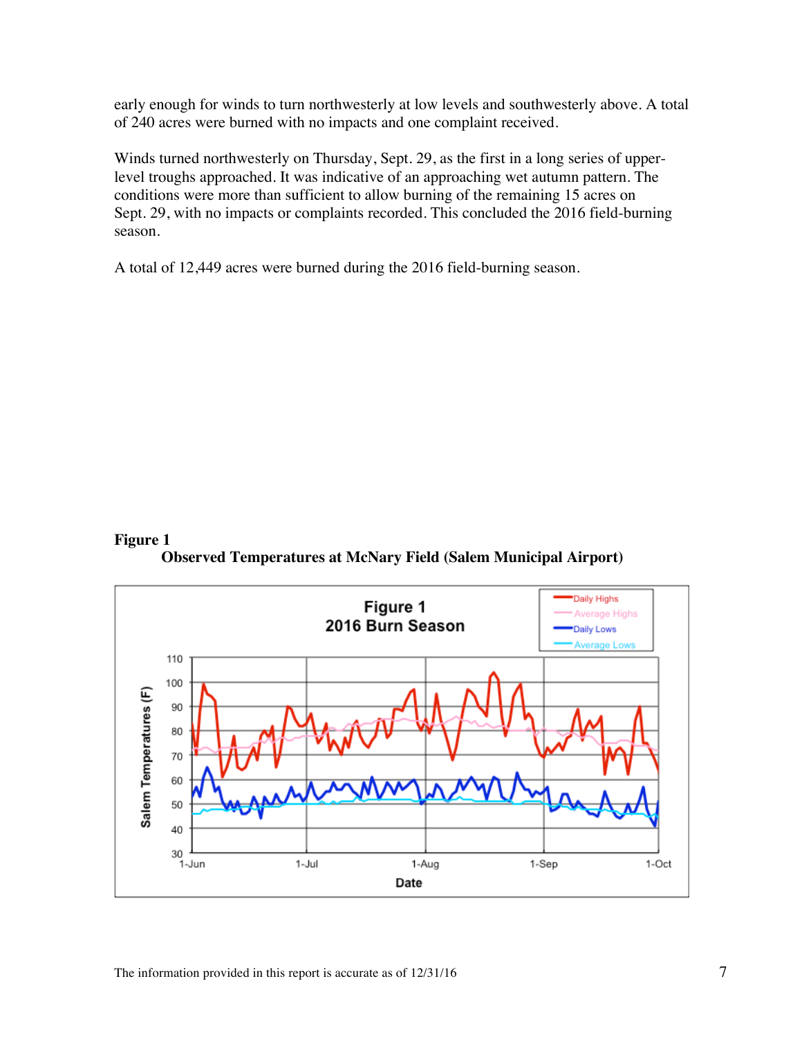early enough for winds to turn northwesterly at low levels and southwesterly above. A total of 240 acres were burned with no impacts and one complaint received.

Winds turned northwesterly on Thursday, Sept. 29, as the first in a long series of upper-level troughs approached. It was indicative of an approaching wet autumn pattern. The conditions were more than sufficient to allow burning of the remaining 15 acres on Sept. 29, with no impacts or complaints recorded. This concluded the 2016 field-burning season.

A total of 12,449 acres were burned during the 2016 field-burning season.

**Figure 1**

**Observed Temperatures at McNary Field (Salem Municipal Airport)**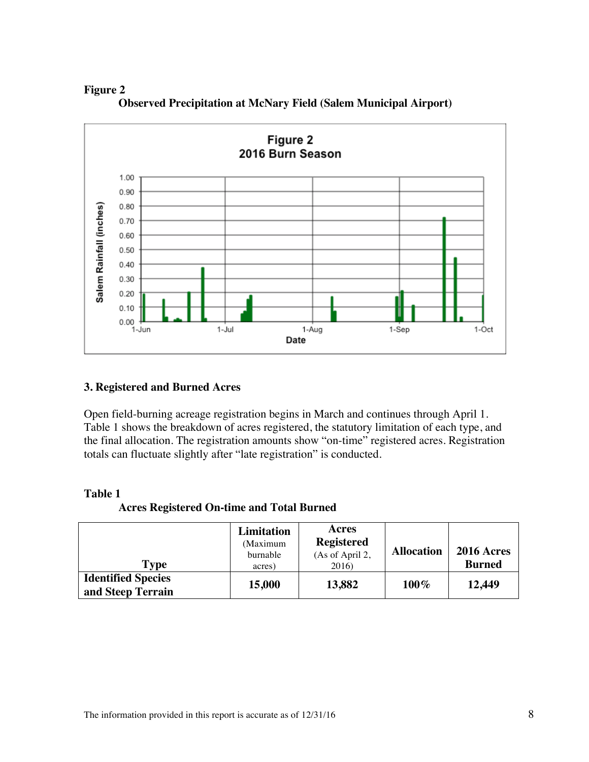**Figure 2**

**Observed Precipitation at McNary Field (Salem Municipal Airport)**

### 3. Registered and Burned Acres

Open field-burning acreage registration begins in March and continues through April 1. Table 1 shows the breakdown of acres registered, the statutory limitation of each type, and the final allocation. The registration amounts show "on-time" registered acres. Registration totals can fluctuate slightly after "late registration" is conducted.

**Table 1**

**Acres Registered On-time and Total Burned**

| Type | Limitation (Maximum burnable acres) | Acres Registered (As of April 2, 2016) | Allocation | 2016 Acres Burned |
|---|---|---|---|---|
| **Identified Species and Steep Terrain** | **15,000** | **13,882** | **100%** | **12,449** |

The information provided in this report is accurate as of 12/31/16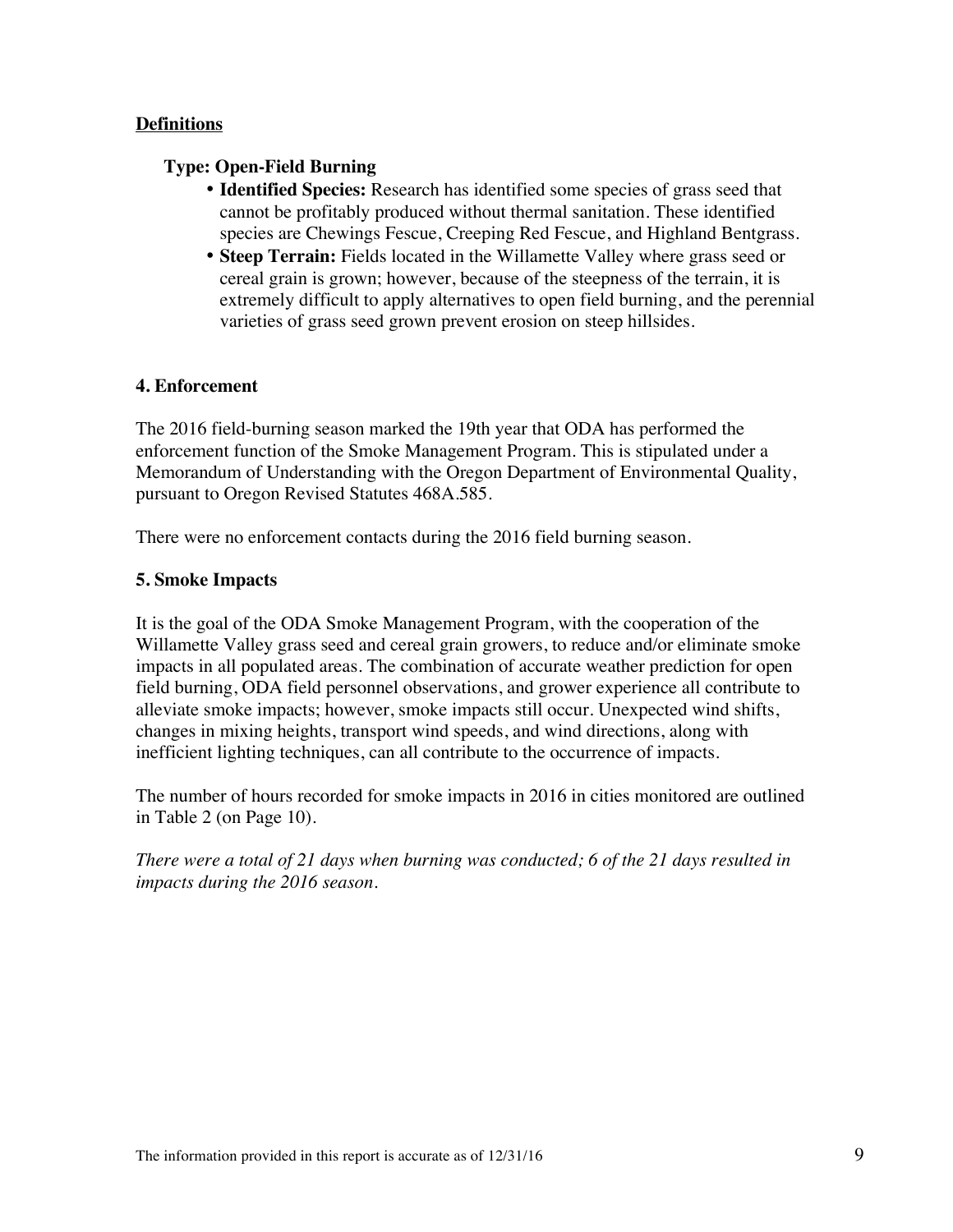**Definitions**

**Type: Open-Field Burning**

- **Identified Species:** Research has identified some species of grass seed that cannot be profitably produced without thermal sanitation. These identified species are Chewings Fescue, Creeping Red Fescue, and Highland Bentgrass.
- **Steep Terrain:** Fields located in the Willamette Valley where grass seed or cereal grain is grown; however, because of the steepness of the terrain, it is extremely difficult to apply alternatives to open field burning, and the perennial varieties of grass seed grown prevent erosion on steep hillsides.

## 4. Enforcement

The 2016 field-burning season marked the 19th year that ODA has performed the enforcement function of the Smoke Management Program. This is stipulated under a Memorandum of Understanding with the Oregon Department of Environmental Quality, pursuant to Oregon Revised Statutes 468A.585.

There were no enforcement contacts during the 2016 field burning season.

## 5. Smoke Impacts

It is the goal of the ODA Smoke Management Program, with the cooperation of the Willamette Valley grass seed and cereal grain growers, to reduce and/or eliminate smoke impacts in all populated areas. The combination of accurate weather prediction for open field burning, ODA field personnel observations, and grower experience all contribute to alleviate smoke impacts; however, smoke impacts still occur. Unexpected wind shifts, changes in mixing heights, transport wind speeds, and wind directions, along with inefficient lighting techniques, can all contribute to the occurrence of impacts.

The number of hours recorded for smoke impacts in 2016 in cities monitored are outlined in Table 2 (on Page 10).

*There were a total of 21 days when burning was conducted; 6 of the 21 days resulted in impacts during the 2016 season.*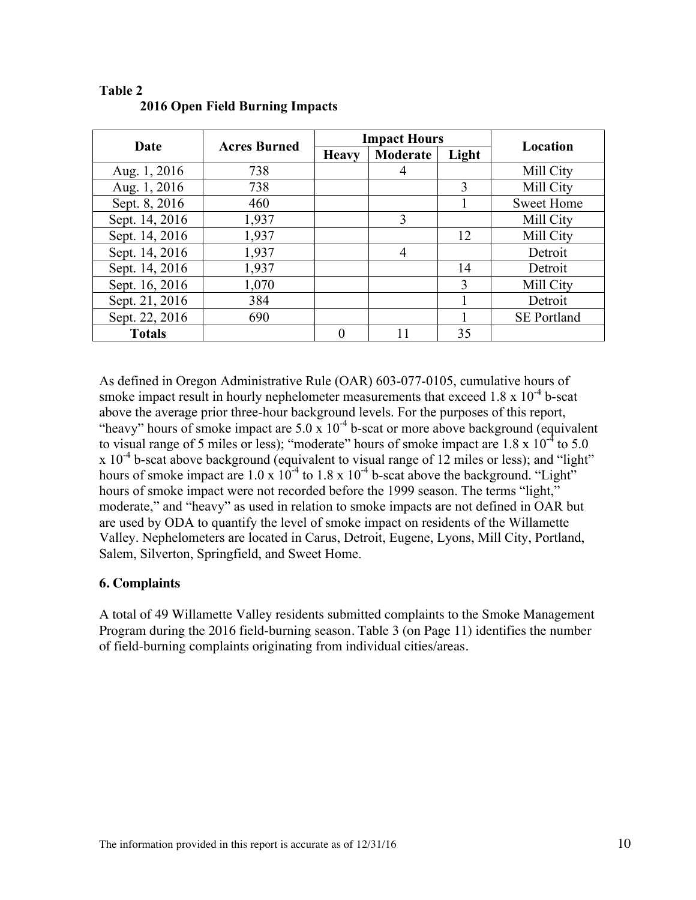**Table 2**

**2016 Open Field Burning Impacts**

| Date | Acres Burned | Impact Hours | | | Location |
|---|---|---|---|---|---|
| | | Heavy | Moderate | Light | |
| Aug. 1, 2016 | 738 | | 4 | | Mill City |
| Aug. 1, 2016 | 738 | | | 3 | Mill City |
| Sept. 8, 2016 | 460 | | | 1 | Sweet Home |
| Sept. 14, 2016 | 1,937 | | 3 | | Mill City |
| Sept. 14, 2016 | 1,937 | | | 12 | Mill City |
| Sept. 14, 2016 | 1,937 | | 4 | | Detroit |
| Sept. 14, 2016 | 1,937 | | | 14 | Detroit |
| Sept. 16, 2016 | 1,070 | | | 3 | Mill City |
| Sept. 21, 2016 | 384 | | | 1 | Detroit |
| Sept. 22, 2016 | 690 | | | 1 | SE Portland |
| **Totals** | | 0 | 11 | 35 | |

As defined in Oregon Administrative Rule (OAR) 603-077-0105, cumulative hours of smoke impact result in hourly nephelometer measurements that exceed $1.8 \times 10^{-4}$ b-scat above the average prior three-hour background levels. For the purposes of this report, "heavy" hours of smoke impact are $5.0 \times 10^{-4}$ b-scat or more above background (equivalent to visual range of 5 miles or less); "moderate" hours of smoke impact are $1.8 \times 10^{-4}$ to $5.0 \times 10^{-4}$ b-scat above background (equivalent to visual range of 12 miles or less); and "light" hours of smoke impact are $1.0 \times 10^{-4}$ to $1.8 \times 10^{-4}$ b-scat above the background. "Light" hours of smoke impact were not recorded before the 1999 season. The terms "light," moderate," and "heavy" as used in relation to smoke impacts are not defined in OAR but are used by ODA to quantify the level of smoke impact on residents of the Willamette Valley. Nephelometers are located in Carus, Detroit, Eugene, Lyons, Mill City, Portland, Salem, Silverton, Springfield, and Sweet Home.

### 6. Complaints

A total of 49 Willamette Valley residents submitted complaints to the Smoke Management Program during the 2016 field-burning season. Table 3 (on Page 11) identifies the number of field-burning complaints originating from individual cities/areas.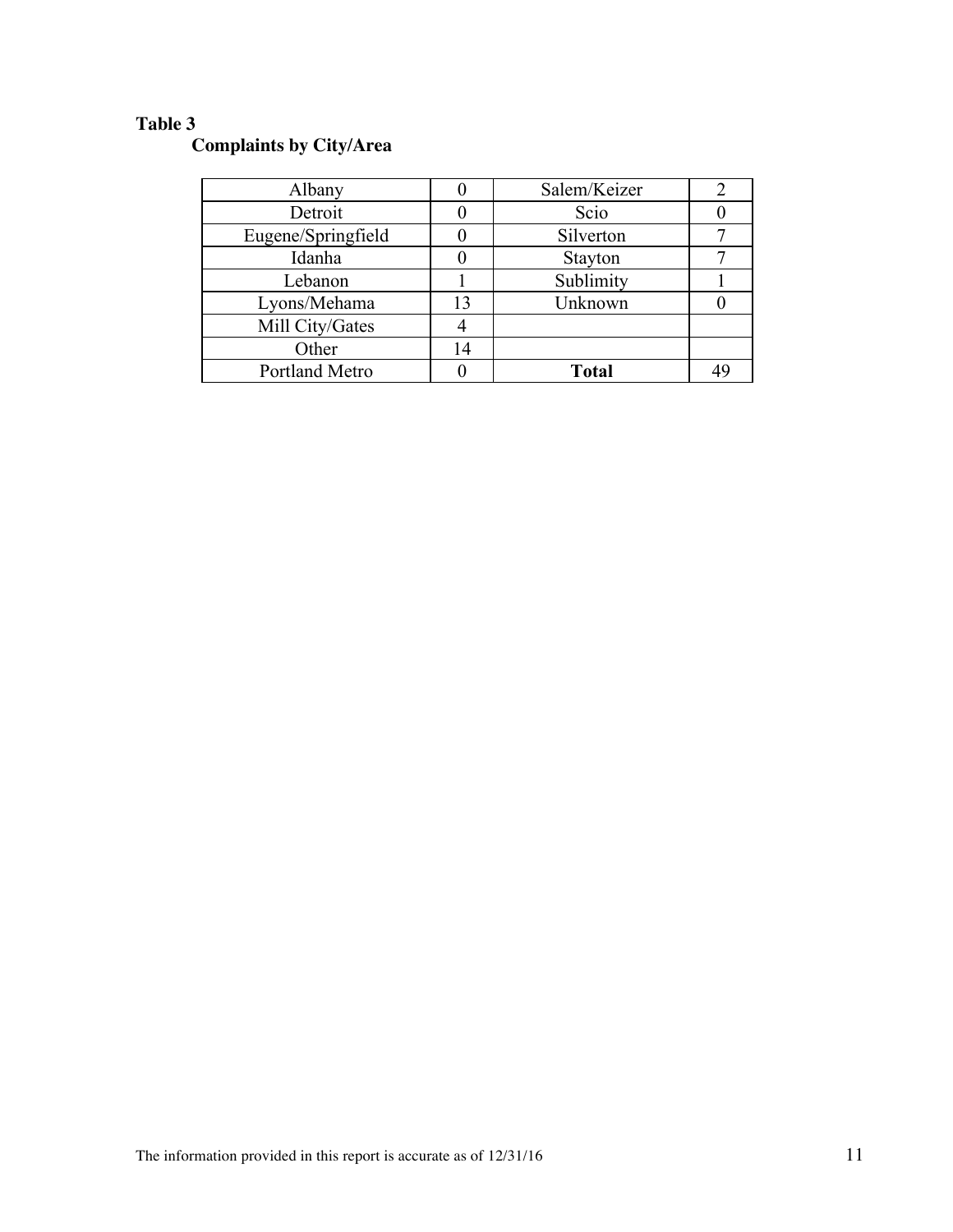**Table 3**

**Complaints by City/Area**

| | | | |
|---|---|---|---|
| Albany | 0 | Salem/Keizer | 2 |
| Detroit | 0 | Scio | 0 |
| Eugene/Springfield | 0 | Silverton | 7 |
| Idanha | 0 | Stayton | 7 |
| Lebanon | 1 | Sublimity | 1 |
| Lyons/Mehama | 13 | Unknown | 0 |
| Mill City/Gates | 4 | | |
| Other | 14 | | |
| Portland Metro | 0 | **Total** | 49 |

The information provided in this report is accurate as of 12/31/16